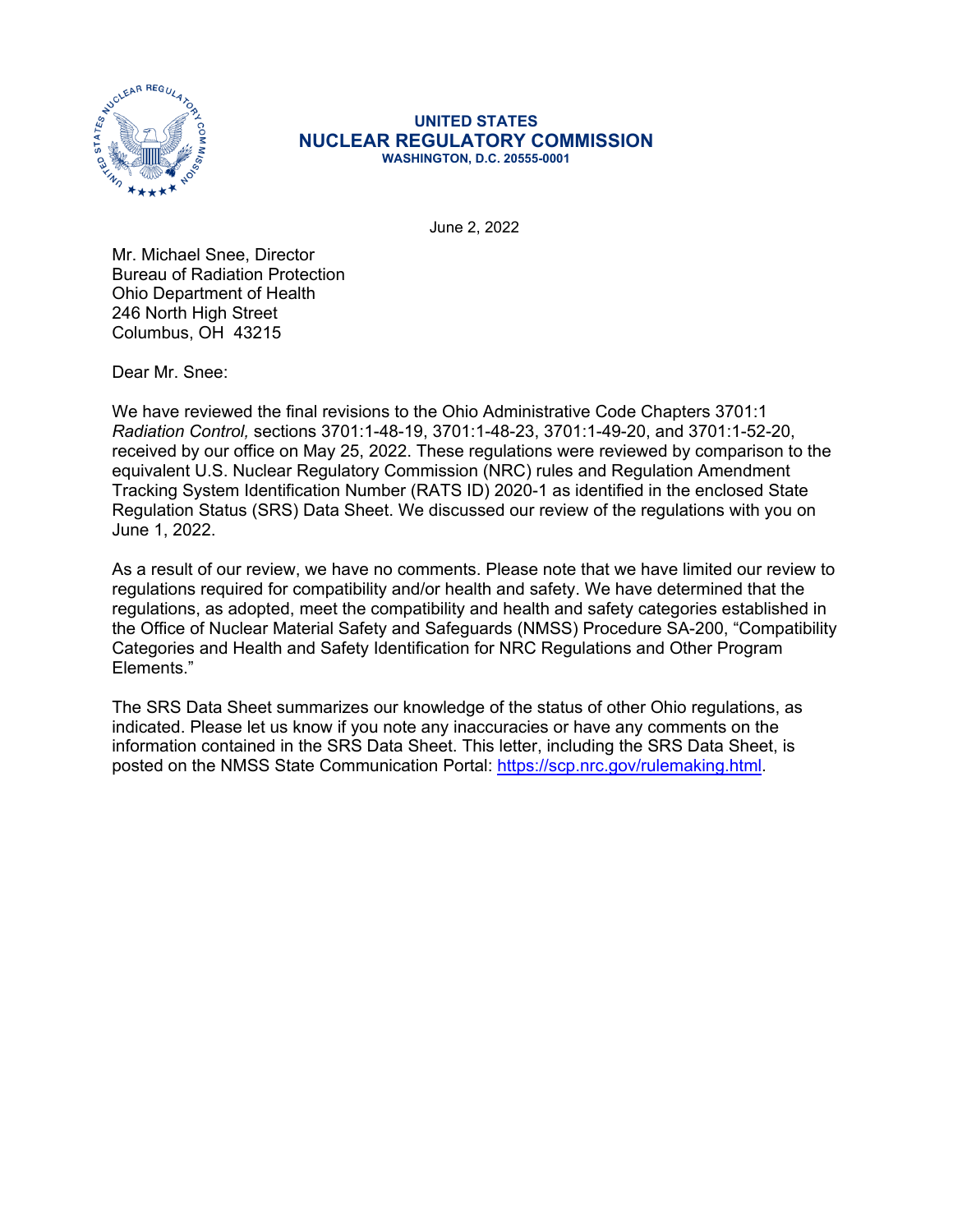**UNITED STATES**
**NUCLEAR REGULATORY COMMISSION**
**WASHINGTON, D.C. 20555-0001**

June 2, 2022

Mr. Michael Snee, Director
Bureau of Radiation Protection
Ohio Department of Health
246 North High Street
Columbus, OH 43215

Dear Mr. Snee:

We have reviewed the final revisions to the Ohio Administrative Code Chapters 3701:1 *Radiation Control,* sections 3701:1-48-19, 3701:1-48-23, 3701:1-49-20, and 3701:1-52-20, received by our office on May 25, 2022. These regulations were reviewed by comparison to the equivalent U.S. Nuclear Regulatory Commission (NRC) rules and Regulation Amendment Tracking System Identification Number (RATS ID) 2020-1 as identified in the enclosed State Regulation Status (SRS) Data Sheet. We discussed our review of the regulations with you on June 1, 2022.

As a result of our review, we have no comments. Please note that we have limited our review to regulations required for compatibility and/or health and safety. We have determined that the regulations, as adopted, meet the compatibility and health and safety categories established in the Office of Nuclear Material Safety and Safeguards (NMSS) Procedure SA-200, "Compatibility Categories and Health and Safety Identification for NRC Regulations and Other Program Elements."

The SRS Data Sheet summarizes our knowledge of the status of other Ohio regulations, as indicated. Please let us know if you note any inaccuracies or have any comments on the information contained in the SRS Data Sheet. This letter, including the SRS Data Sheet, is posted on the NMSS State Communication Portal: https://scp.nrc.gov/rulemaking.html.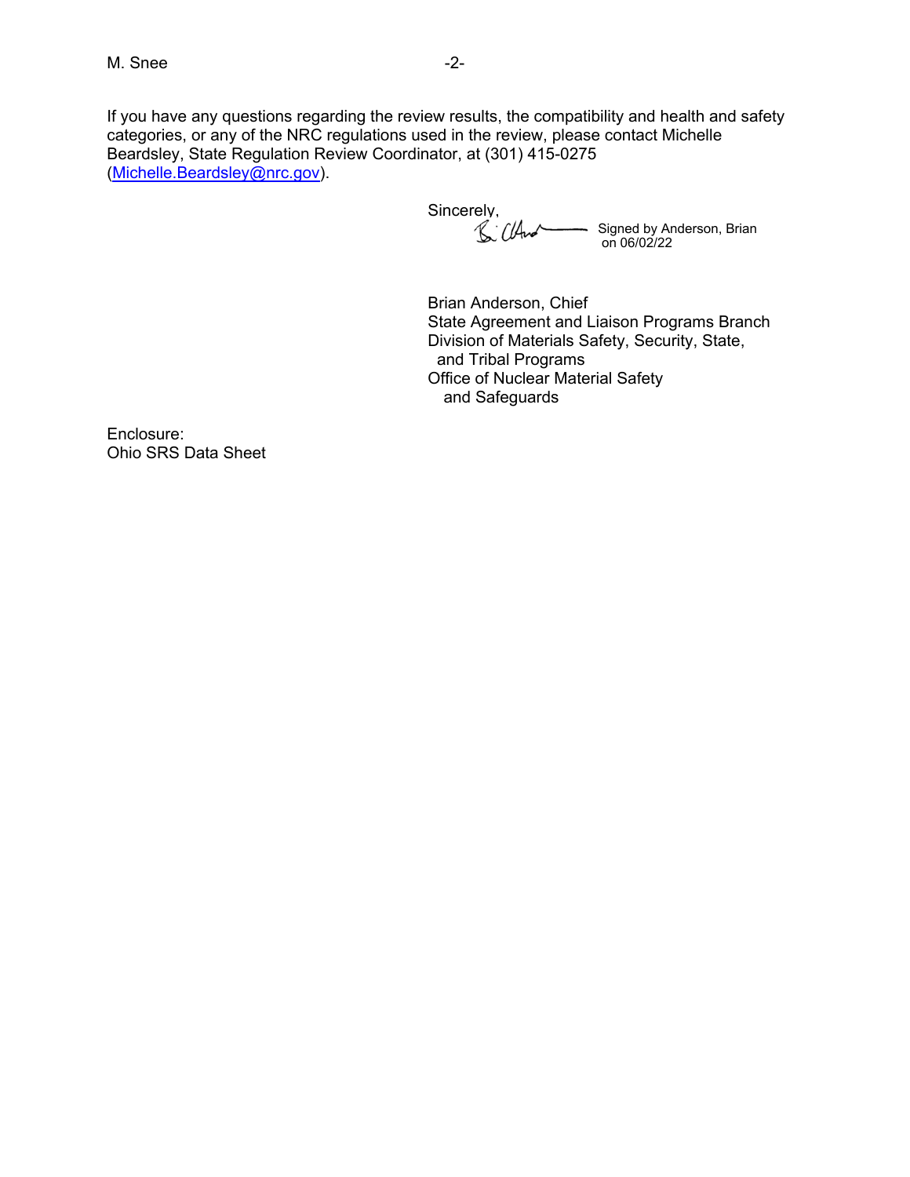If you have any questions regarding the review results, the compatibility and health and safety categories, or any of the NRC regulations used in the review, please contact Michelle Beardsley, State Regulation Review Coordinator, at (301) 415-0275 (Michelle.Beardsley@nrc.gov).

Sincerely,

Signed by Anderson, Brian on 06/02/22

Brian Anderson, Chief
State Agreement and Liaison Programs Branch
Division of Materials Safety, Security, State, and Tribal Programs
Office of Nuclear Material Safety and Safeguards

Enclosure:
Ohio SRS Data Sheet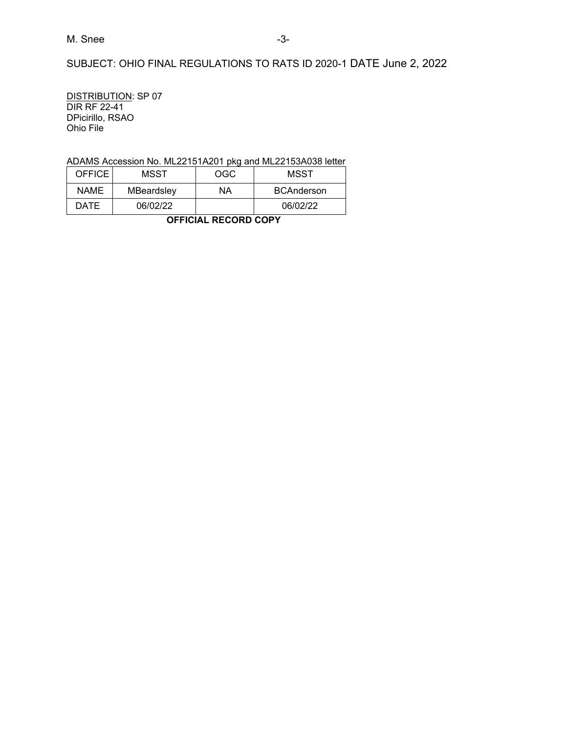SUBJECT: OHIO FINAL REGULATIONS TO RATS ID 2020-1 DATE June 2, 2022

DISTRIBUTION: SP 07
DIR RF 22-41
DPicirillo, RSAO
Ohio File

ADAMS Accession No. ML22151A201 pkg and ML22153A038 letter

| OFFICE | MSST | OGC | MSST |
|---|---|---|---|
| NAME | MBeardsley | NA | BCAnderson |
| DATE | 06/02/22 | | 06/02/22 |

**OFFICIAL RECORD COPY**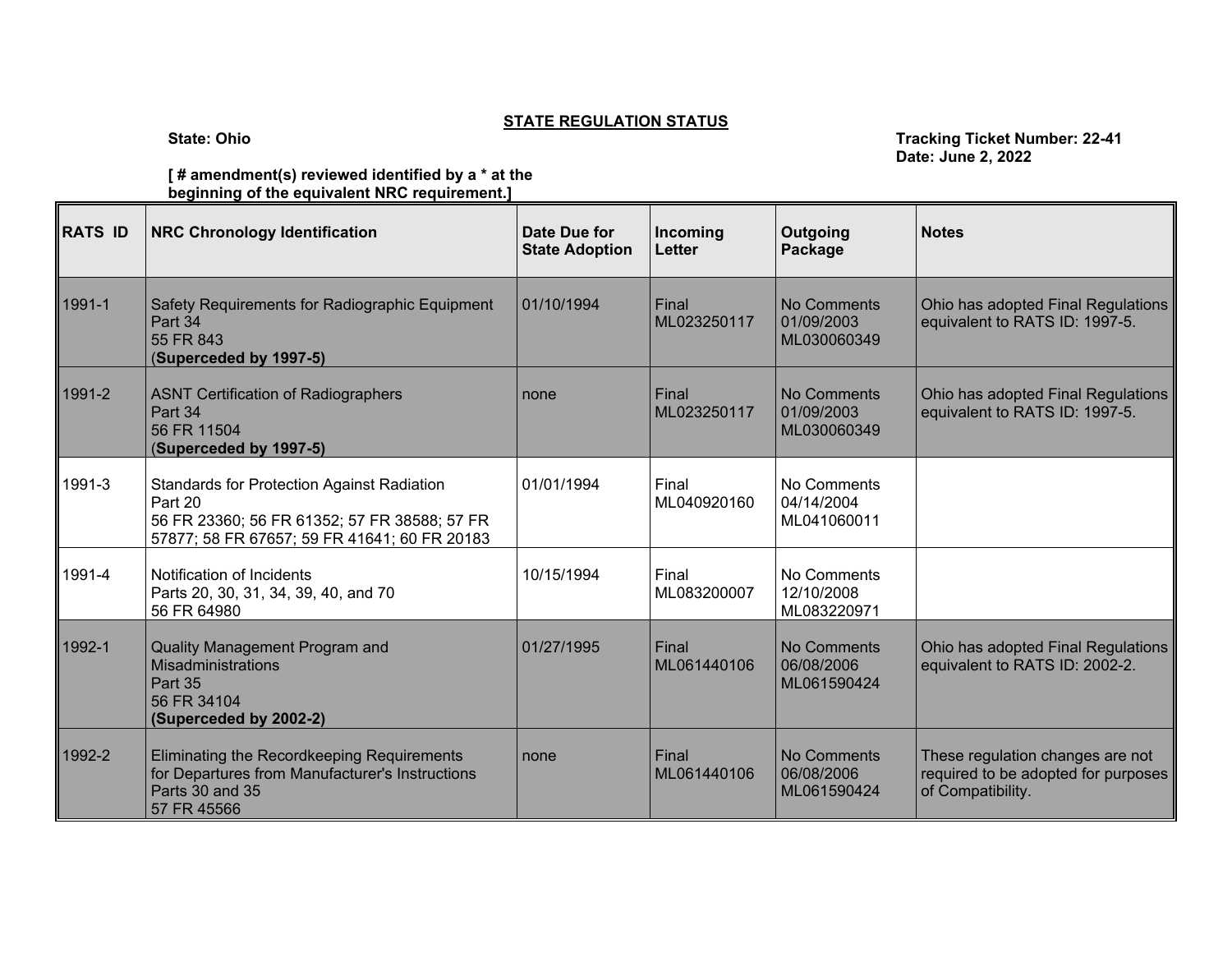**STATE REGULATION STATUS**

**State: Ohio**

**Tracking Ticket Number: 22-41**
**Date: June 2, 2022**

**[ # amendment(s) reviewed identified by a * at the beginning of the equivalent NRC requirement.]**

| RATS ID | NRC Chronology Identification | Date Due for State Adoption | Incoming Letter | Outgoing Package | Notes |
|---|---|---|---|---|---|
| 1991-1 | Safety Requirements for Radiographic Equipment<br>Part 34<br>55 FR 843<br>(**Superceded by 1997-5)** | 01/10/1994 | Final<br>ML023250117 | No Comments<br>01/09/2003<br>ML030060349 | Ohio has adopted Final Regulations equivalent to RATS ID: 1997-5. |
| 1991-2 | ASNT Certification of Radiographers<br>Part 34<br>56 FR 11504<br>(**Superceded by 1997-5)** | none | Final<br>ML023250117 | No Comments<br>01/09/2003<br>ML030060349 | Ohio has adopted Final Regulations equivalent to RATS ID: 1997-5. |
| 1991-3 | Standards for Protection Against Radiation<br>Part 20<br>56 FR 23360; 56 FR 61352; 57 FR 38588; 57 FR 57877; 58 FR 67657; 59 FR 41641; 60 FR 20183 | 01/01/1994 | Final<br>ML040920160 | No Comments<br>04/14/2004<br>ML041060011 | |
| 1991-4 | Notification of Incidents<br>Parts 20, 30, 31, 34, 39, 40, and 70<br>56 FR 64980 | 10/15/1994 | Final<br>ML083200007 | No Comments<br>12/10/2008<br>ML083220971 | |
| 1992-1 | Quality Management Program and Misadministrations<br>Part 35<br>56 FR 34104<br>**(Superceded by 2002-2)** | 01/27/1995 | Final<br>ML061440106 | No Comments<br>06/08/2006<br>ML061590424 | Ohio has adopted Final Regulations equivalent to RATS ID: 2002-2. |
| 1992-2 | Eliminating the Recordkeeping Requirements for Departures from Manufacturer's Instructions<br>Parts 30 and 35<br>57 FR 45566 | none | Final<br>ML061440106 | No Comments<br>06/08/2006<br>ML061590424 | These regulation changes are not required to be adopted for purposes of Compatibility. |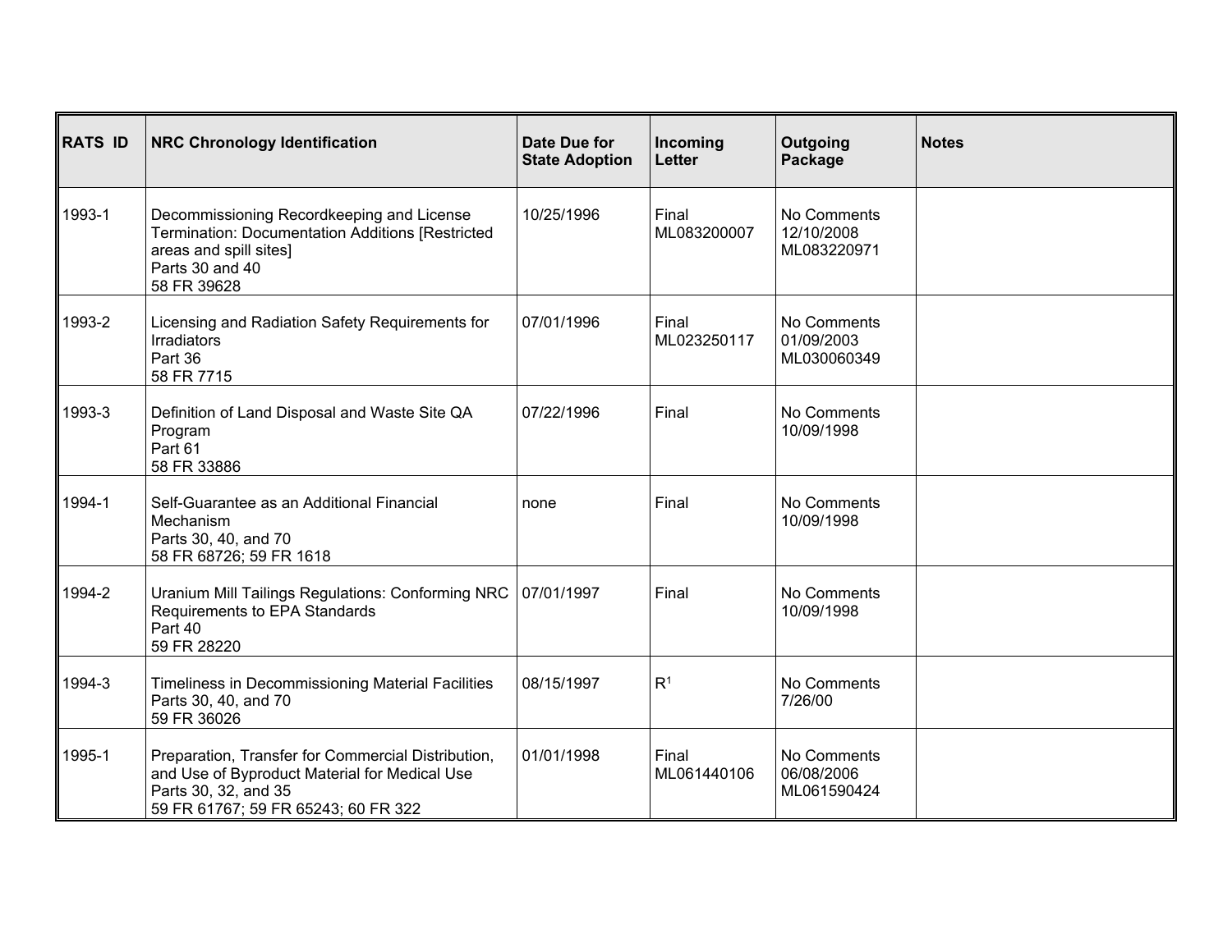| RATS ID | NRC Chronology Identification | Date Due for State Adoption | Incoming Letter | Outgoing Package | Notes |
|---|---|---|---|---|---|
| 1993-1 | Decommissioning Recordkeeping and License Termination: Documentation Additions [Restricted areas and spill sites]<br>Parts 30 and 40<br>58 FR 39628 | 10/25/1996 | Final<br>ML083200007 | No Comments<br>12/10/2008<br>ML083220971 | |
| 1993-2 | Licensing and Radiation Safety Requirements for Irradiators<br>Part 36<br>58 FR 7715 | 07/01/1996 | Final<br>ML023250117 | No Comments<br>01/09/2003<br>ML030060349 | |
| 1993-3 | Definition of Land Disposal and Waste Site QA Program<br>Part 61<br>58 FR 33886 | 07/22/1996 | Final | No Comments<br>10/09/1998 | |
| 1994-1 | Self-Guarantee as an Additional Financial Mechanism<br>Parts 30, 40, and 70<br>58 FR 68726; 59 FR 1618 | none | Final | No Comments<br>10/09/1998 | |
| 1994-2 | Uranium Mill Tailings Regulations: Conforming NRC Requirements to EPA Standards<br>Part 40<br>59 FR 28220 | 07/01/1997 | Final | No Comments<br>10/09/1998 | |
| 1994-3 | Timeliness in Decommissioning Material Facilities<br>Parts 30, 40, and 70<br>59 FR 36026 | 08/15/1997 | R[1] | No Comments<br>7/26/00 | |
| 1995-1 | Preparation, Transfer for Commercial Distribution, and Use of Byproduct Material for Medical Use<br>Parts 30, 32, and 35<br>59 FR 61767; 59 FR 65243; 60 FR 322 | 01/01/1998 | Final<br>ML061440106 | No Comments<br>06/08/2006<br>ML061590424 | |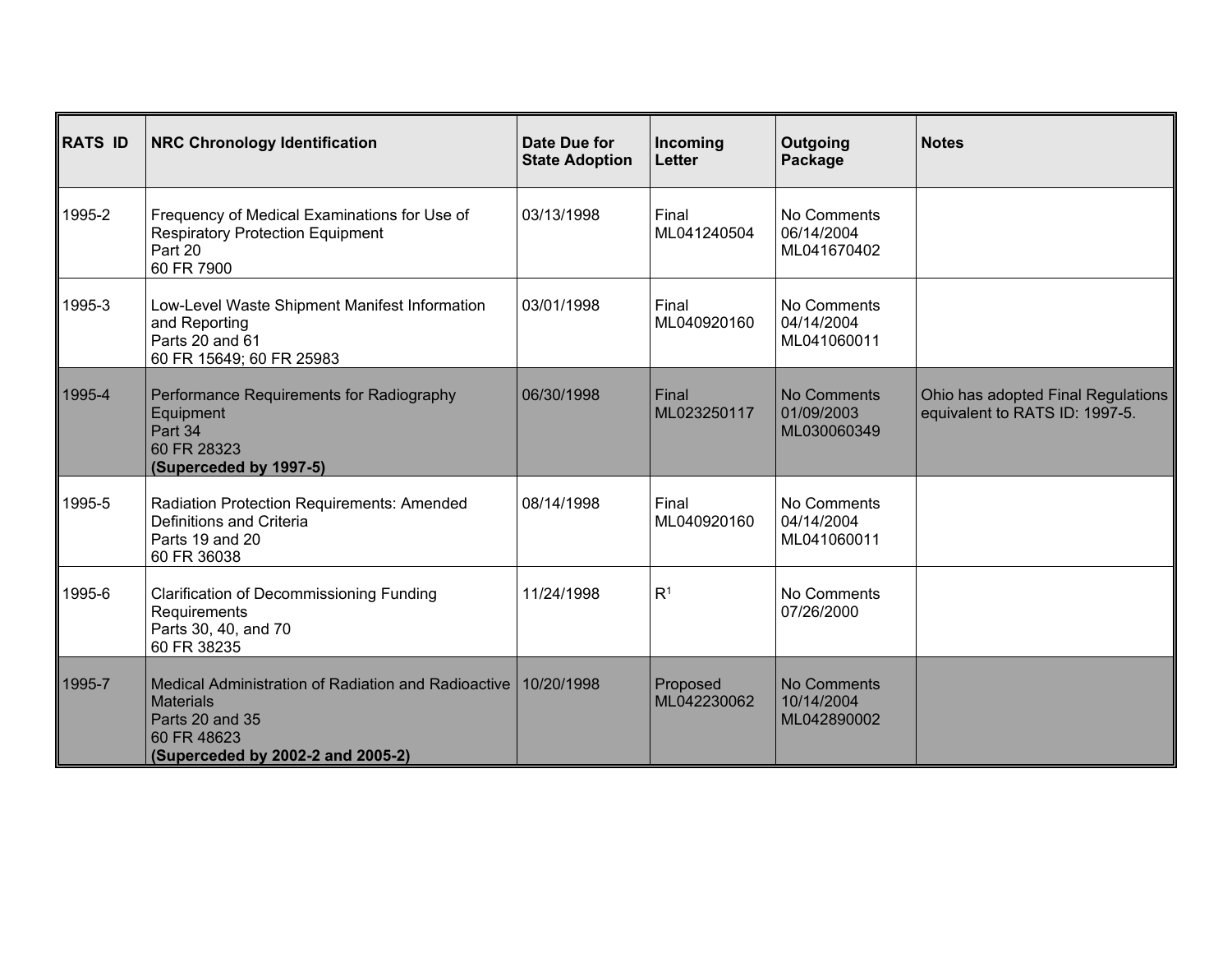| RATS ID | NRC Chronology Identification | Date Due for State Adoption | Incoming Letter | Outgoing Package | Notes |
|---|---|---|---|---|---|
| 1995-2 | Frequency of Medical Examinations for Use of Respiratory Protection Equipment<br>Part 20<br>60 FR 7900 | 03/13/1998 | Final<br>ML041240504 | No Comments<br>06/14/2004<br>ML041670402 | |
| 1995-3 | Low-Level Waste Shipment Manifest Information and Reporting<br>Parts 20 and 61<br>60 FR 15649; 60 FR 25983 | 03/01/1998 | Final<br>ML040920160 | No Comments<br>04/14/2004<br>ML041060011 | |
| 1995-4 | Performance Requirements for Radiography Equipment<br>Part 34<br>60 FR 28323<br>**(Superceded by 1997-5)** | 06/30/1998 | Final<br>ML023250117 | No Comments<br>01/09/2003<br>ML030060349 | Ohio has adopted Final Regulations equivalent to RATS ID: 1997-5. |
| 1995-5 | Radiation Protection Requirements: Amended Definitions and Criteria<br>Parts 19 and 20<br>60 FR 36038 | 08/14/1998 | Final<br>ML040920160 | No Comments<br>04/14/2004<br>ML041060011 | |
| 1995-6 | Clarification of Decommissioning Funding Requirements<br>Parts 30, 40, and 70<br>60 FR 38235 | 11/24/1998 | R[1] | No Comments<br>07/26/2000 | |
| 1995-7 | Medical Administration of Radiation and Radioactive Materials<br>Parts 20 and 35<br>60 FR 48623<br>**(Superceded by 2002-2 and 2005-2)** | 10/20/1998 | Proposed<br>ML042230062 | No Comments<br>10/14/2004<br>ML042890002 | |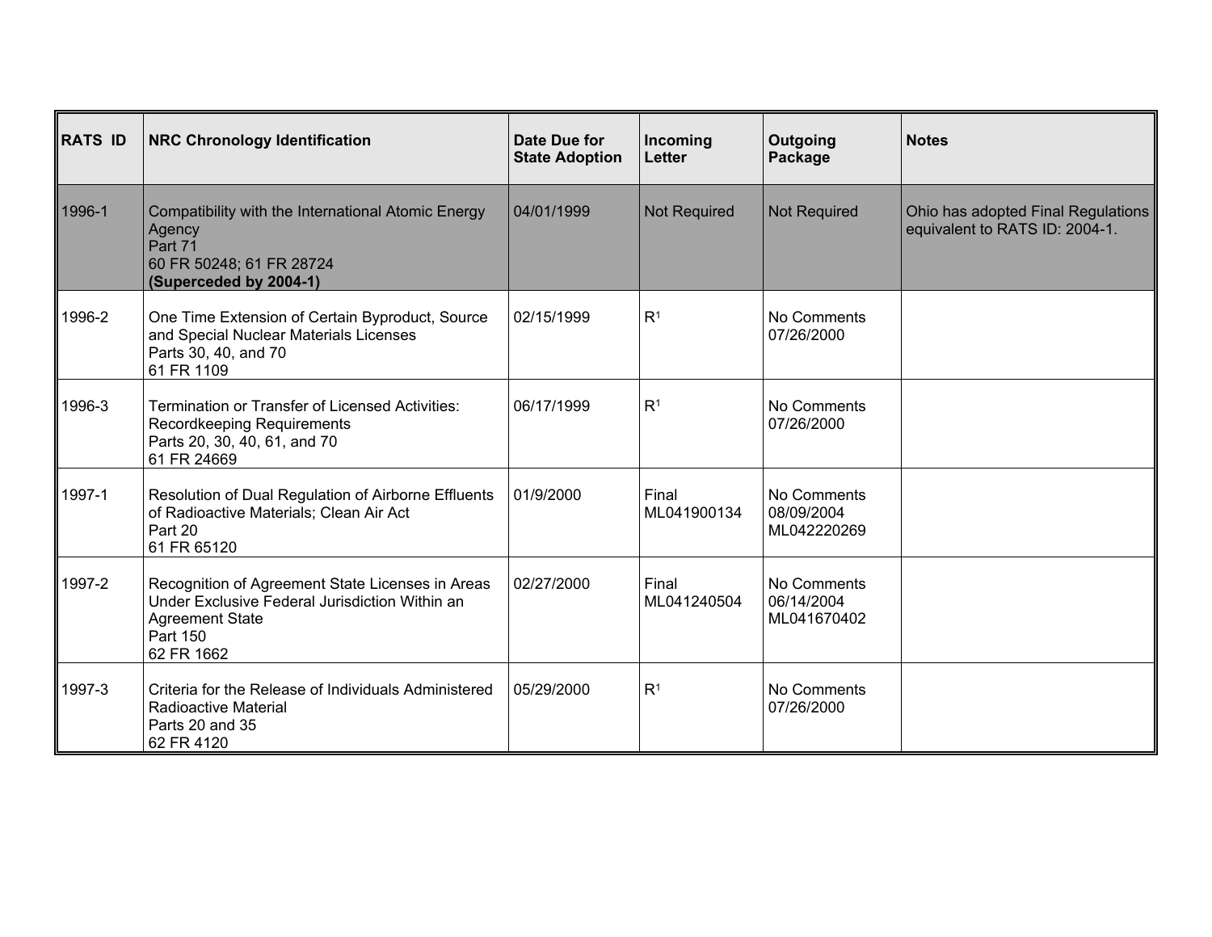| RATS ID | NRC Chronology Identification | Date Due for State Adoption | Incoming Letter | Outgoing Package | Notes |
|---|---|---|---|---|---|
| 1996-1 | Compatibility with the International Atomic Energy Agency<br>Part 71<br>60 FR 50248; 61 FR 28724<br>**(Superceded by 2004-1)** | 04/01/1999 | Not Required | Not Required | Ohio has adopted Final Regulations equivalent to RATS ID: 2004-1. |
| 1996-2 | One Time Extension of Certain Byproduct, Source and Special Nuclear Materials Licenses<br>Parts 30, 40, and 70<br>61 FR 1109 | 02/15/1999 | R[1] | No Comments<br>07/26/2000 | |
| 1996-3 | Termination or Transfer of Licensed Activities: Recordkeeping Requirements<br>Parts 20, 30, 40, 61, and 70<br>61 FR 24669 | 06/17/1999 | R[1] | No Comments<br>07/26/2000 | |
| 1997-1 | Resolution of Dual Regulation of Airborne Effluents of Radioactive Materials; Clean Air Act<br>Part 20<br>61 FR 65120 | 01/9/2000 | Final<br>ML041900134 | No Comments<br>08/09/2004<br>ML042220269 | |
| 1997-2 | Recognition of Agreement State Licenses in Areas Under Exclusive Federal Jurisdiction Within an Agreement State<br>Part 150<br>62 FR 1662 | 02/27/2000 | Final<br>ML041240504 | No Comments<br>06/14/2004<br>ML041670402 | |
| 1997-3 | Criteria for the Release of Individuals Administered Radioactive Material<br>Parts 20 and 35<br>62 FR 4120 | 05/29/2000 | R[1] | No Comments<br>07/26/2000 | |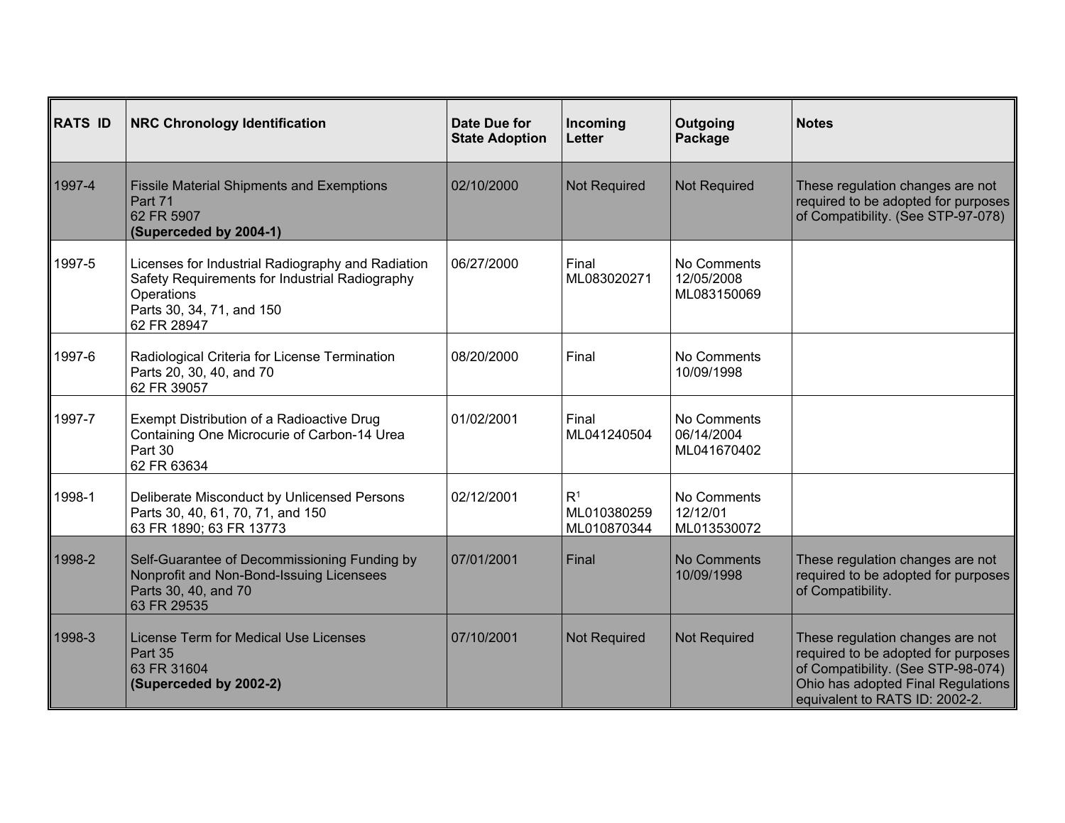| RATS ID | NRC Chronology Identification | Date Due for State Adoption | Incoming Letter | Outgoing Package | Notes |
|---|---|---|---|---|---|
| 1997-4 | Fissile Material Shipments and Exemptions<br>Part 71<br>62 FR 5907<br>**(Superceded by 2004-1)** | 02/10/2000 | Not Required | Not Required | These regulation changes are not required to be adopted for purposes of Compatibility. (See STP-97-078) |
| 1997-5 | Licenses for Industrial Radiography and Radiation Safety Requirements for Industrial Radiography Operations<br>Parts 30, 34, 71, and 150<br>62 FR 28947 | 06/27/2000 | Final<br>ML083020271 | No Comments<br>12/05/2008<br>ML083150069 | |
| 1997-6 | Radiological Criteria for License Termination<br>Parts 20, 30, 40, and 70<br>62 FR 39057 | 08/20/2000 | Final | No Comments<br>10/09/1998 | |
| 1997-7 | Exempt Distribution of a Radioactive Drug Containing One Microcurie of Carbon-14 Urea<br>Part 30<br>62 FR 63634 | 01/02/2001 | Final<br>ML041240504 | No Comments<br>06/14/2004<br>ML041670402 | |
| 1998-1 | Deliberate Misconduct by Unlicensed Persons<br>Parts 30, 40, 61, 70, 71, and 150<br>63 FR 1890; 63 FR 13773 | 02/12/2001 | R[1]<br>ML010380259<br>ML010870344 | No Comments<br>12/12/01<br>ML013530072 | |
| 1998-2 | Self-Guarantee of Decommissioning Funding by Nonprofit and Non-Bond-Issuing Licensees<br>Parts 30, 40, and 70<br>63 FR 29535 | 07/01/2001 | Final | No Comments<br>10/09/1998 | These regulation changes are not required to be adopted for purposes of Compatibility. |
| 1998-3 | License Term for Medical Use Licenses<br>Part 35<br>63 FR 31604<br>**(Superceded by 2002-2)** | 07/10/2001 | Not Required | Not Required | These regulation changes are not required to be adopted for purposes of Compatibility. (See STP-98-074) Ohio has adopted Final Regulations equivalent to RATS ID: 2002-2. |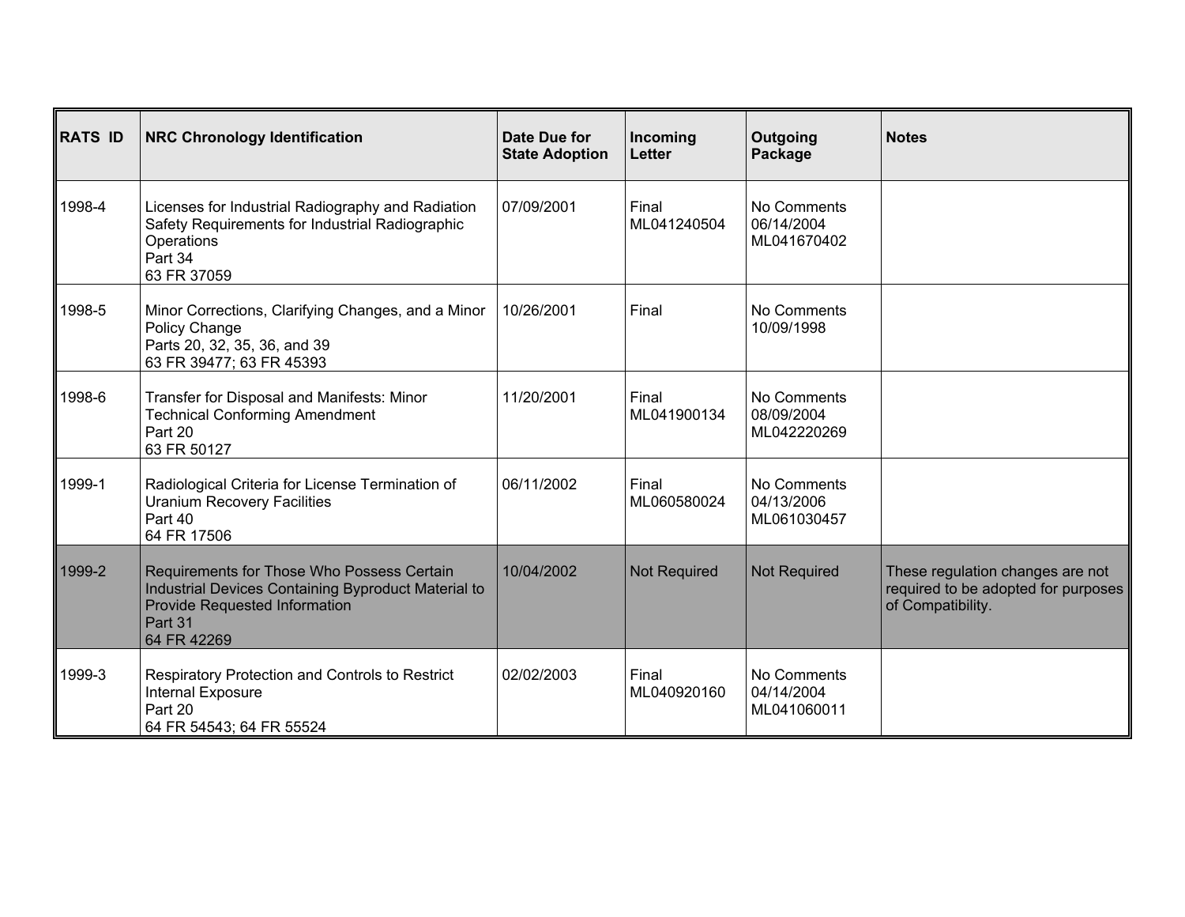| RATS ID | NRC Chronology Identification | Date Due for State Adoption | Incoming Letter | Outgoing Package | Notes |
|---|---|---|---|---|---|
| 1998-4 | Licenses for Industrial Radiography and Radiation Safety Requirements for Industrial Radiographic Operations<br>Part 34<br>63 FR 37059 | 07/09/2001 | Final<br>ML041240504 | No Comments<br>06/14/2004<br>ML041670402 | |
| 1998-5 | Minor Corrections, Clarifying Changes, and a Minor Policy Change<br>Parts 20, 32, 35, 36, and 39<br>63 FR 39477; 63 FR 45393 | 10/26/2001 | Final | No Comments<br>10/09/1998 | |
| 1998-6 | Transfer for Disposal and Manifests: Minor Technical Conforming Amendment<br>Part 20<br>63 FR 50127 | 11/20/2001 | Final<br>ML041900134 | No Comments<br>08/09/2004<br>ML042220269 | |
| 1999-1 | Radiological Criteria for License Termination of Uranium Recovery Facilities<br>Part 40<br>64 FR 17506 | 06/11/2002 | Final<br>ML060580024 | No Comments<br>04/13/2006<br>ML061030457 | |
| 1999-2 | Requirements for Those Who Possess Certain Industrial Devices Containing Byproduct Material to Provide Requested Information<br>Part 31<br>64 FR 42269 | 10/04/2002 | Not Required | Not Required | These regulation changes are not required to be adopted for purposes of Compatibility. |
| 1999-3 | Respiratory Protection and Controls to Restrict Internal Exposure<br>Part 20<br>64 FR 54543; 64 FR 55524 | 02/02/2003 | Final<br>ML040920160 | No Comments<br>04/14/2004<br>ML041060011 | |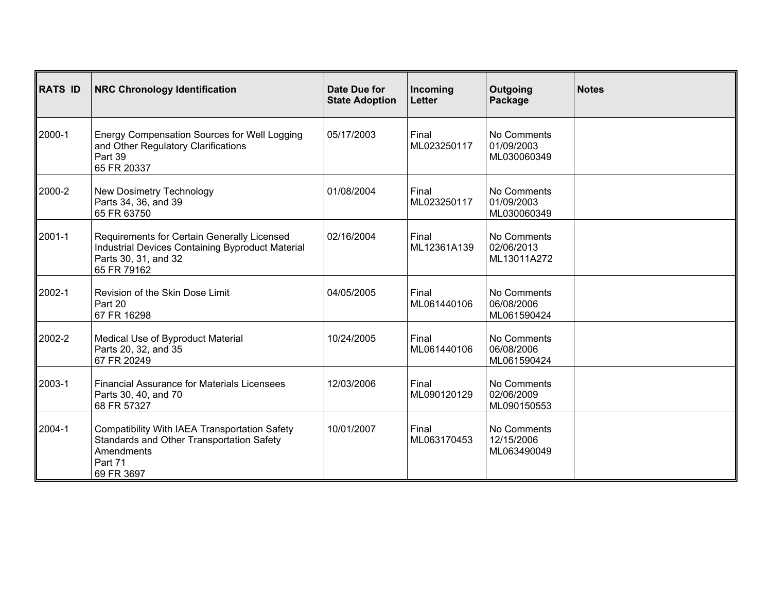| RATS ID | NRC Chronology Identification | Date Due for State Adoption | Incoming Letter | Outgoing Package | Notes |
|---|---|---|---|---|---|
| 2000-1 | Energy Compensation Sources for Well Logging and Other Regulatory Clarifications<br>Part 39<br>65 FR 20337 | 05/17/2003 | Final<br>ML023250117 | No Comments<br>01/09/2003<br>ML030060349 | |
| 2000-2 | New Dosimetry Technology<br>Parts 34, 36, and 39<br>65 FR 63750 | 01/08/2004 | Final<br>ML023250117 | No Comments<br>01/09/2003<br>ML030060349 | |
| 2001-1 | Requirements for Certain Generally Licensed Industrial Devices Containing Byproduct Material<br>Parts 30, 31, and 32<br>65 FR 79162 | 02/16/2004 | Final<br>ML12361A139 | No Comments<br>02/06/2013<br>ML13011A272 | |
| 2002-1 | Revision of the Skin Dose Limit<br>Part 20<br>67 FR 16298 | 04/05/2005 | Final<br>ML061440106 | No Comments<br>06/08/2006<br>ML061590424 | |
| 2002-2 | Medical Use of Byproduct Material<br>Parts 20, 32, and 35<br>67 FR 20249 | 10/24/2005 | Final<br>ML061440106 | No Comments<br>06/08/2006<br>ML061590424 | |
| 2003-1 | Financial Assurance for Materials Licensees<br>Parts 30, 40, and 70<br>68 FR 57327 | 12/03/2006 | Final<br>ML090120129 | No Comments<br>02/06/2009<br>ML090150553 | |
| 2004-1 | Compatibility With IAEA Transportation Safety Standards and Other Transportation Safety Amendments<br>Part 71<br>69 FR 3697 | 10/01/2007 | Final<br>ML063170453 | No Comments<br>12/15/2006<br>ML063490049 | |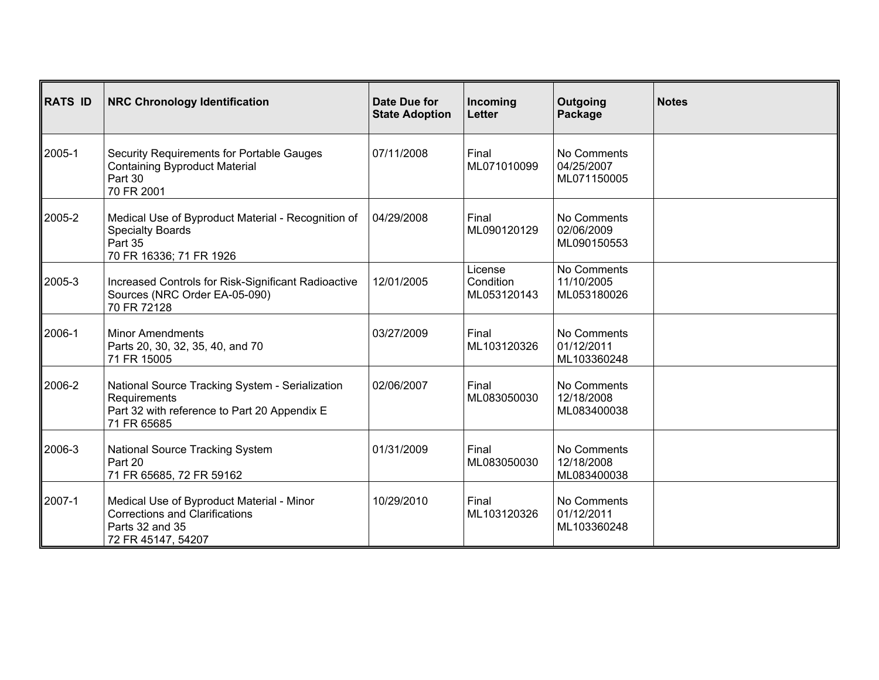| RATS ID | NRC Chronology Identification | Date Due for State Adoption | Incoming Letter | Outgoing Package | Notes |
|---|---|---|---|---|---|
| 2005-1 | Security Requirements for Portable Gauges Containing Byproduct Material<br>Part 30<br>70 FR 2001 | 07/11/2008 | Final<br>ML071010099 | No Comments<br>04/25/2007<br>ML071150005 | |
| 2005-2 | Medical Use of Byproduct Material - Recognition of Specialty Boards<br>Part 35<br>70 FR 16336; 71 FR 1926 | 04/29/2008 | Final<br>ML090120129 | No Comments<br>02/06/2009<br>ML090150553 | |
| 2005-3 | Increased Controls for Risk-Significant Radioactive Sources (NRC Order EA-05-090)<br>70 FR 72128 | 12/01/2005 | License Condition<br>ML053120143 | No Comments<br>11/10/2005<br>ML053180026 | |
| 2006-1 | Minor Amendments<br>Parts 20, 30, 32, 35, 40, and 70<br>71 FR 15005 | 03/27/2009 | Final<br>ML103120326 | No Comments<br>01/12/2011<br>ML103360248 | |
| 2006-2 | National Source Tracking System - Serialization Requirements<br>Part 32 with reference to Part 20 Appendix E<br>71 FR 65685 | 02/06/2007 | Final<br>ML083050030 | No Comments<br>12/18/2008<br>ML083400038 | |
| 2006-3 | National Source Tracking System<br>Part 20<br>71 FR 65685, 72 FR 59162 | 01/31/2009 | Final<br>ML083050030 | No Comments<br>12/18/2008<br>ML083400038 | |
| 2007-1 | Medical Use of Byproduct Material - Minor Corrections and Clarifications<br>Parts 32 and 35<br>72 FR 45147, 54207 | 10/29/2010 | Final<br>ML103120326 | No Comments<br>01/12/2011<br>ML103360248 | |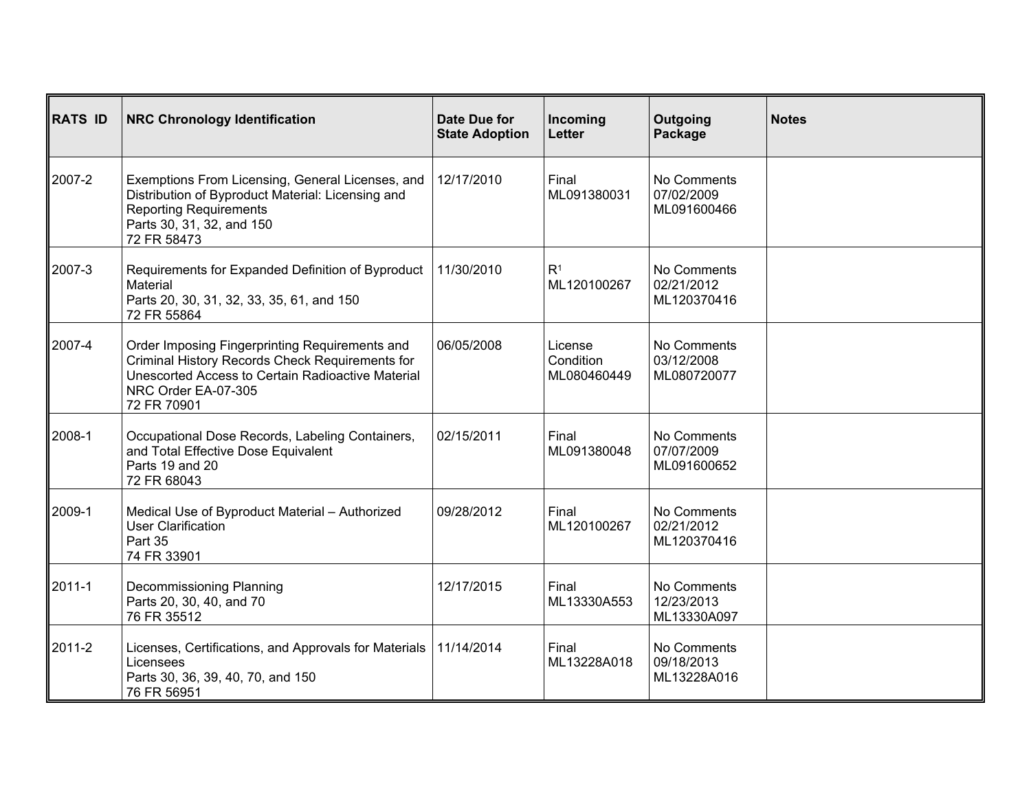| RATS ID | NRC Chronology Identification | Date Due for State Adoption | Incoming Letter | Outgoing Package | Notes |
|---|---|---|---|---|---|
| 2007-2 | Exemptions From Licensing, General Licenses, and Distribution of Byproduct Material: Licensing and Reporting Requirements<br>Parts 30, 31, 32, and 150<br>72 FR 58473 | 12/17/2010 | Final<br>ML091380031 | No Comments<br>07/02/2009<br>ML091600466 | |
| 2007-3 | Requirements for Expanded Definition of Byproduct Material<br>Parts 20, 30, 31, 32, 33, 35, 61, and 150<br>72 FR 55864 | 11/30/2010 | R[1]<br>ML120100267 | No Comments<br>02/21/2012<br>ML120370416 | |
| 2007-4 | Order Imposing Fingerprinting Requirements and Criminal History Records Check Requirements for Unescorted Access to Certain Radioactive Material<br>NRC Order EA-07-305<br>72 FR 70901 | 06/05/2008 | License Condition<br>ML080460449 | No Comments<br>03/12/2008<br>ML080720077 | |
| 2008-1 | Occupational Dose Records, Labeling Containers, and Total Effective Dose Equivalent<br>Parts 19 and 20<br>72 FR 68043 | 02/15/2011 | Final<br>ML091380048 | No Comments<br>07/07/2009<br>ML091600652 | |
| 2009-1 | Medical Use of Byproduct Material – Authorized User Clarification<br>Part 35<br>74 FR 33901 | 09/28/2012 | Final<br>ML120100267 | No Comments<br>02/21/2012<br>ML120370416 | |
| 2011-1 | Decommissioning Planning<br>Parts 20, 30, 40, and 70<br>76 FR 35512 | 12/17/2015 | Final<br>ML13330A553 | No Comments<br>12/23/2013<br>ML13330A097 | |
| 2011-2 | Licenses, Certifications, and Approvals for Materials Licensees<br>Parts 30, 36, 39, 40, 70, and 150<br>76 FR 56951 | 11/14/2014 | Final<br>ML13228A018 | No Comments<br>09/18/2013<br>ML13228A016 | |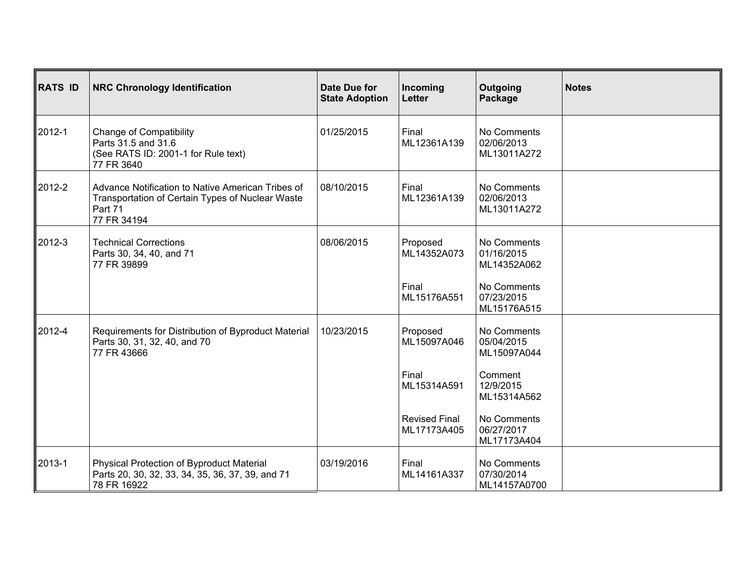| RATS ID | NRC Chronology Identification | Date Due for State Adoption | Incoming Letter | Outgoing Package | Notes |
|---|---|---|---|---|---|
| 2012-1 | Change of Compatibility<br>Parts 31.5 and 31.6<br>(See RATS ID: 2001-1 for Rule text)<br>77 FR 3640 | 01/25/2015 | Final<br>ML12361A139 | No Comments<br>02/06/2013<br>ML13011A272 | |
| 2012-2 | Advance Notification to Native American Tribes of Transportation of Certain Types of Nuclear Waste<br>Part 71<br>77 FR 34194 | 08/10/2015 | Final<br>ML12361A139 | No Comments<br>02/06/2013<br>ML13011A272 | |
| 2012-3 | Technical Corrections<br>Parts 30, 34, 40, and 71<br>77 FR 39899 | 08/06/2015 | Proposed<br>ML14352A073<br><br>Final<br>ML15176A551 | No Comments<br>01/16/2015<br>ML14352A062<br><br>No Comments<br>07/23/2015<br>ML15176A515 | |
| 2012-4 | Requirements for Distribution of Byproduct Material<br>Parts 30, 31, 32, 40, and 70<br>77 FR 43666 | 10/23/2015 | Proposed<br>ML15097A046<br><br>Final<br>ML15314A591<br><br>Revised Final<br>ML17173A405 | No Comments<br>05/04/2015<br>ML15097A044<br><br>Comment<br>12/9/2015<br>ML15314A562<br><br>No Comments<br>06/27/2017<br>ML17173A404 | |
| 2013-1 | Physical Protection of Byproduct Material<br>Parts 20, 30, 32, 33, 34, 35, 36, 37, 39, and 71<br>78 FR 16922 | 03/19/2016 | Final<br>ML14161A337 | No Comments<br>07/30/2014<br>ML14157A0700 | |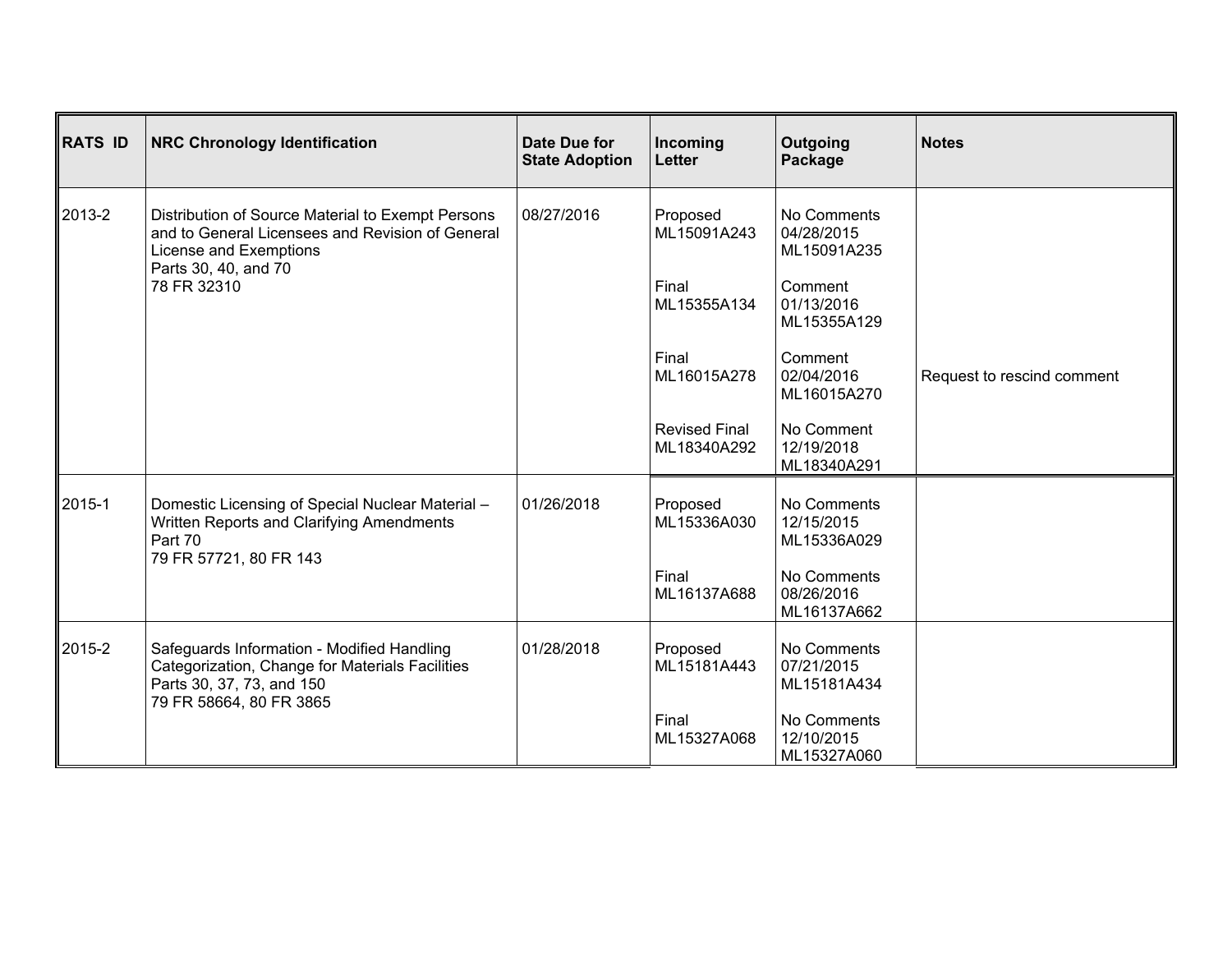| RATS ID | NRC Chronology Identification | Date Due for State Adoption | Incoming Letter | Outgoing Package | Notes |
|---|---|---|---|---|---|
| 2013-2 | Distribution of Source Material to Exempt Persons and to General Licensees and Revision of General License and Exemptions<br>Parts 30, 40, and 70<br>78 FR 32310 | 08/27/2016 | Proposed<br>ML15091A243 | No Comments<br>04/28/2015<br>ML15091A235 | |
| | | | Final<br>ML15355A134 | Comment<br>01/13/2016<br>ML15355A129 | |
| | | | Final<br>ML16015A278 | Comment<br>02/04/2016<br>ML16015A270 | Request to rescind comment |
| | | | Revised Final<br>ML18340A292 | No Comment<br>12/19/2018<br>ML18340A291 | |
| 2015-1 | Domestic Licensing of Special Nuclear Material – Written Reports and Clarifying Amendments<br>Part 70<br>79 FR 57721, 80 FR 143 | 01/26/2018 | Proposed<br>ML15336A030 | No Comments<br>12/15/2015<br>ML15336A029 | |
| | | | Final<br>ML16137A688 | No Comments<br>08/26/2016<br>ML16137A662 | |
| 2015-2 | Safeguards Information - Modified Handling Categorization, Change for Materials Facilities<br>Parts 30, 37, 73, and 150<br>79 FR 58664, 80 FR 3865 | 01/28/2018 | Proposed<br>ML15181A443 | No Comments<br>07/21/2015<br>ML15181A434 | |
| | | | Final<br>ML15327A068 | No Comments<br>12/10/2015<br>ML15327A060 | |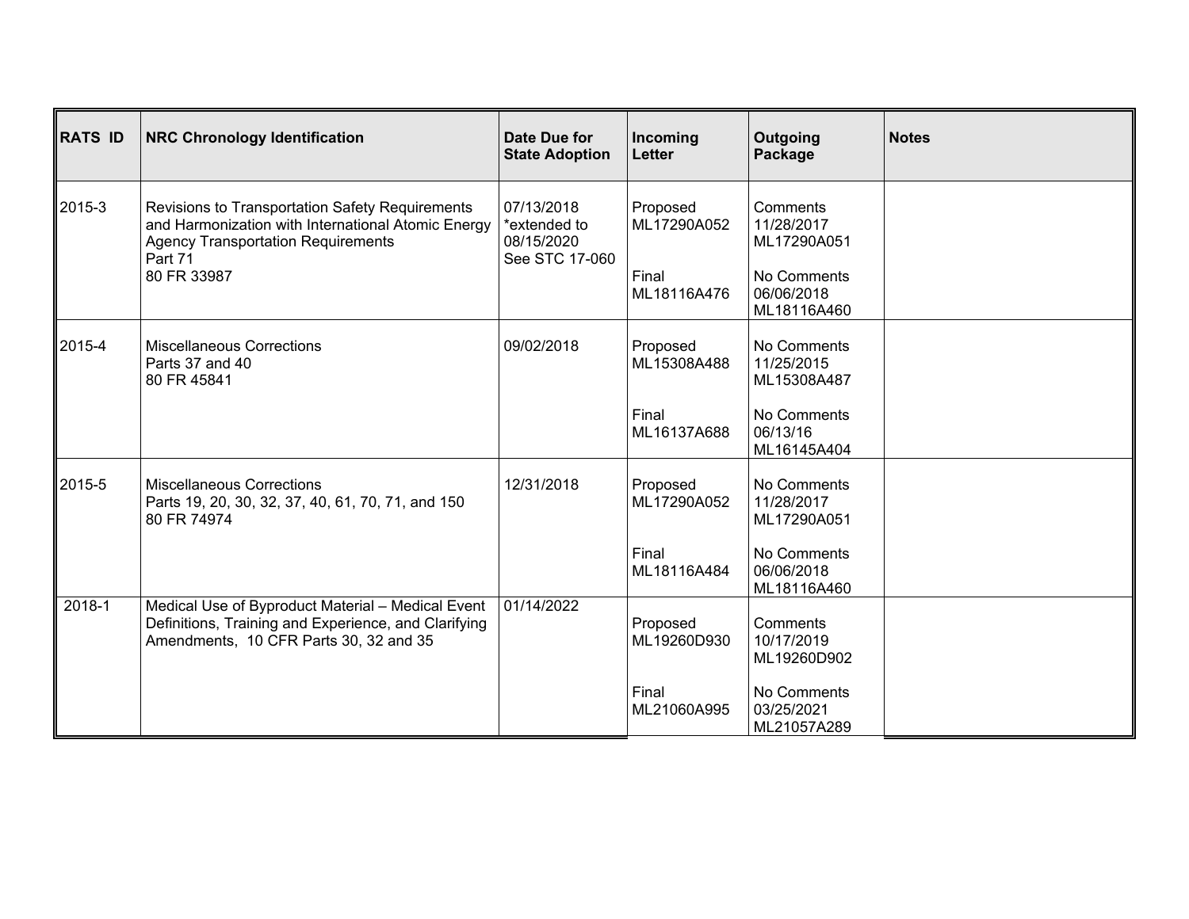| RATS ID | NRC Chronology Identification | Date Due for State Adoption | Incoming Letter | Outgoing Package | Notes |
|---|---|---|---|---|---|
| 2015-3 | Revisions to Transportation Safety Requirements and Harmonization with International Atomic Energy Agency Transportation Requirements<br>Part 71<br>80 FR 33987 | 07/13/2018<br>*extended to 08/15/2020<br>See STC 17-060 | Proposed<br>ML17290A052<br><br>Final<br>ML18116A476 | Comments<br>11/28/2017<br>ML17290A051<br><br>No Comments<br>06/06/2018<br>ML18116A460 | |
| 2015-4 | Miscellaneous Corrections<br>Parts 37 and 40<br>80 FR 45841 | 09/02/2018 | Proposed<br>ML15308A488<br><br>Final<br>ML16137A688 | No Comments<br>11/25/2015<br>ML15308A487<br><br>No Comments<br>06/13/16<br>ML16145A404 | |
| 2015-5 | Miscellaneous Corrections<br>Parts 19, 20, 30, 32, 37, 40, 61, 70, 71, and 150<br>80 FR 74974 | 12/31/2018 | Proposed<br>ML17290A052<br><br>Final<br>ML18116A484 | No Comments<br>11/28/2017<br>ML17290A051<br><br>No Comments<br>06/06/2018<br>ML18116A460 | |
| 2018-1 | Medical Use of Byproduct Material – Medical Event Definitions, Training and Experience, and Clarifying Amendments, 10 CFR Parts 30, 32 and 35 | 01/14/2022 | Proposed<br>ML19260D930<br><br>Final<br>ML21060A995 | Comments<br>10/17/2019<br>ML19260D902<br><br>No Comments<br>03/25/2021<br>ML21057A289 | |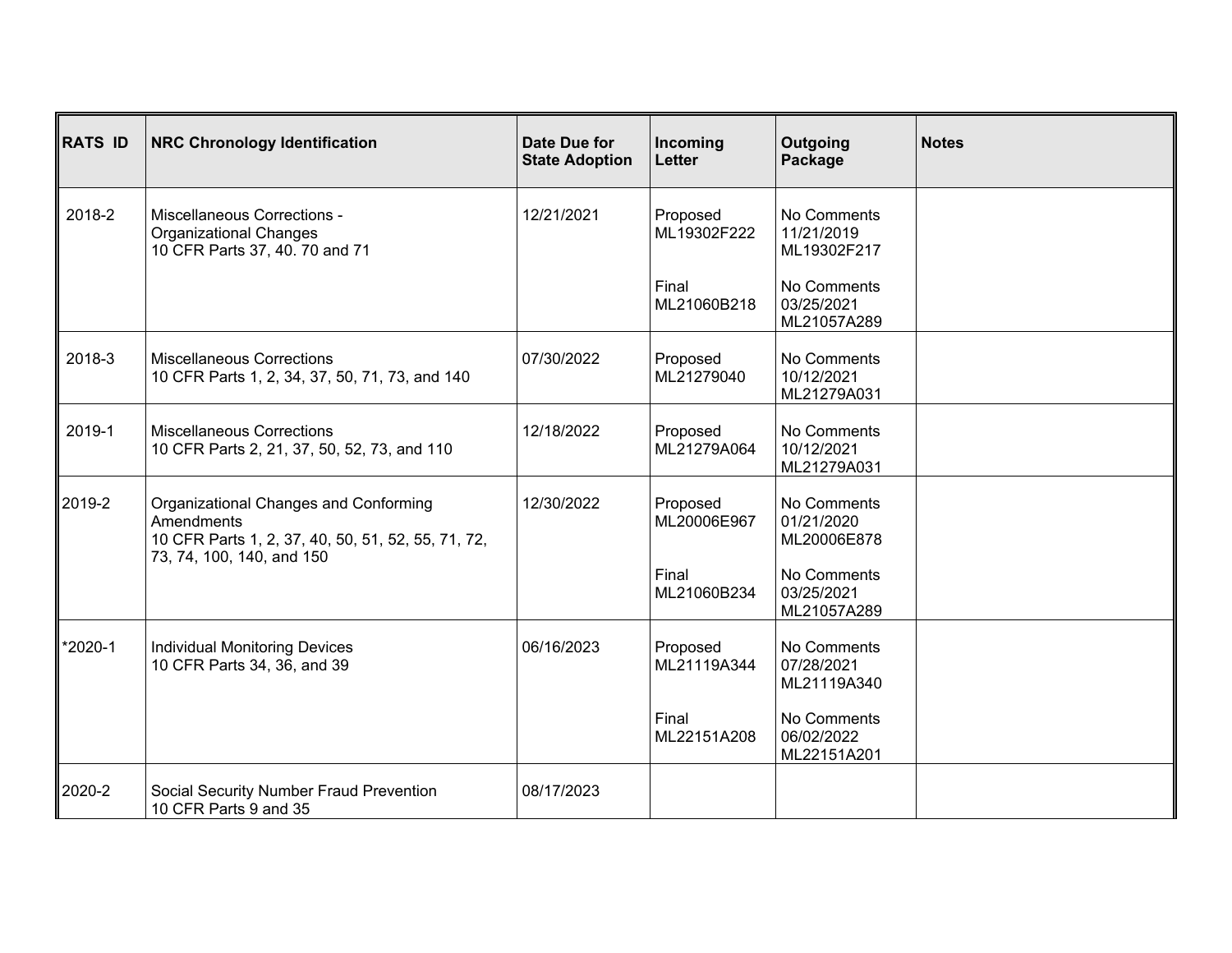| RATS ID | NRC Chronology Identification | Date Due for State Adoption | Incoming Letter | Outgoing Package | Notes |
|---|---|---|---|---|---|
| 2018-2 | Miscellaneous Corrections - Organizational Changes<br>10 CFR Parts 37, 40. 70 and 71 | 12/21/2021 | Proposed<br>ML19302F222<br><br>Final<br>ML21060B218 | No Comments<br>11/21/2019<br>ML19302F217<br><br>No Comments<br>03/25/2021<br>ML21057A289 | |
| 2018-3 | Miscellaneous Corrections<br>10 CFR Parts 1, 2, 34, 37, 50, 71, 73, and 140 | 07/30/2022 | Proposed<br>ML21279040 | No Comments<br>10/12/2021<br>ML21279A031 | |
| 2019-1 | Miscellaneous Corrections<br>10 CFR Parts 2, 21, 37, 50, 52, 73, and 110 | 12/18/2022 | Proposed<br>ML21279A064 | No Comments<br>10/12/2021<br>ML21279A031 | |
| 2019-2 | Organizational Changes and Conforming Amendments<br>10 CFR Parts 1, 2, 37, 40, 50, 51, 52, 55, 71, 72, 73, 74, 100, 140, and 150 | 12/30/2022 | Proposed<br>ML20006E967<br><br>Final<br>ML21060B234 | No Comments<br>01/21/2020<br>ML20006E878<br><br>No Comments<br>03/25/2021<br>ML21057A289 | |
| *2020-1 | Individual Monitoring Devices<br>10 CFR Parts 34, 36, and 39 | 06/16/2023 | Proposed<br>ML21119A344<br><br>Final<br>ML22151A208 | No Comments<br>07/28/2021<br>ML21119A340<br><br>No Comments<br>06/02/2022<br>ML22151A201 | |
| 2020-2 | Social Security Number Fraud Prevention<br>10 CFR Parts 9 and 35 | 08/17/2023 | | | |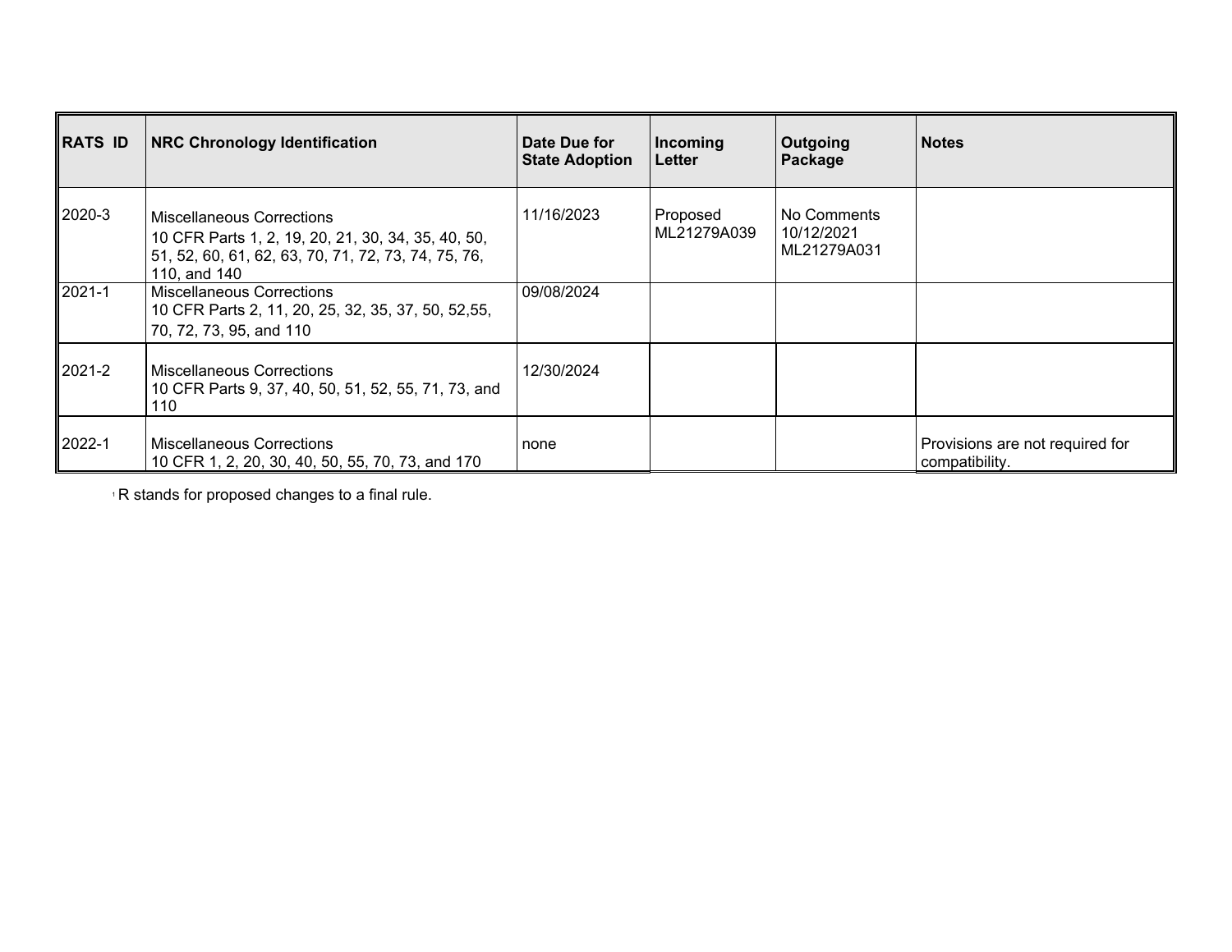| RATS ID | NRC Chronology Identification | Date Due for State Adoption | Incoming Letter | Outgoing Package | Notes |
|---|---|---|---|---|---|
| 2020-3 | Miscellaneous Corrections<br>10 CFR Parts 1, 2, 19, 20, 21, 30, 34, 35, 40, 50, 51, 52, 60, 61, 62, 63, 70, 71, 72, 73, 74, 75, 76, 110, and 140 | 11/16/2023 | Proposed<br>ML21279A039 | No Comments<br>10/12/2021<br>ML21279A031 | |
| 2021-1 | Miscellaneous Corrections<br>10 CFR Parts 2, 11, 20, 25, 32, 35, 37, 50, 52,55, 70, 72, 73, 95, and 110 | 09/08/2024 | | | |
| 2021-2 | Miscellaneous Corrections<br>10 CFR Parts 9, 37, 40, 50, 51, 52, 55, 71, 73, and 110 | 12/30/2024 | | | |
| 2022-1 | Miscellaneous Corrections<br>10 CFR 1, 2, 20, 30, 40, 50, 55, 70, 73, and 170 | none | | | Provisions are not required for compatibility. |

[1] R stands for proposed changes to a final rule.